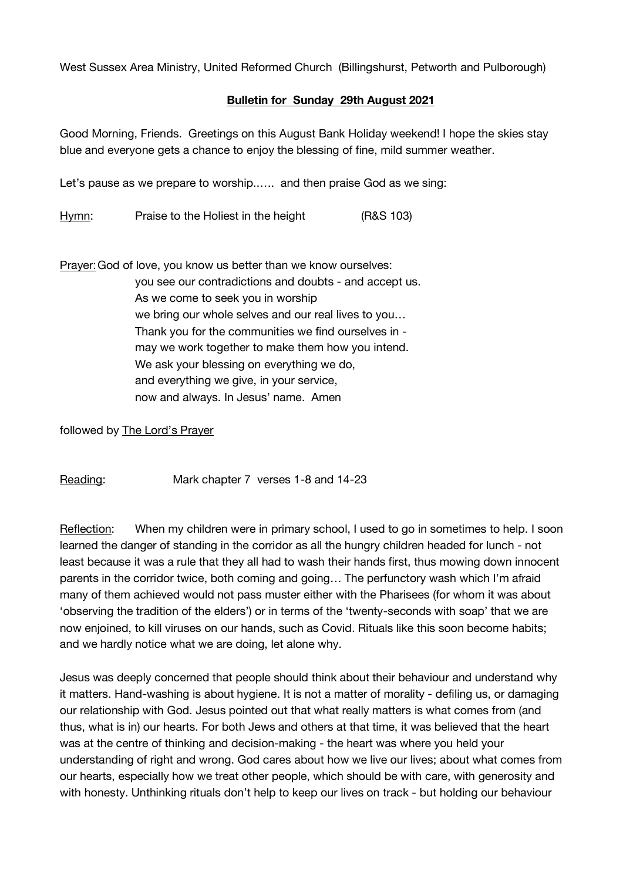West Sussex Area Ministry, United Reformed Church (Billingshurst, Petworth and Pulborough)

**Bulletin for Sunday 29th August 2021**

Good Morning, Friends. Greetings on this August Bank Holiday weekend! I hope the skies stay blue and everyone gets a chance to enjoy the blessing of fine, mild summer weather.

Let's pause as we prepare to worship…… and then praise God as we sing:

Hymn: Praise to the Holiest in the height (R&S 103)

Prayer: God of love, you know us better than we know ourselves:
you see our contradictions and doubts - and accept us.
As we come to seek you in worship
we bring our whole selves and our real lives to you…
Thank you for the communities we find ourselves in -
may we work together to make them how you intend.
We ask your blessing on everything we do,
and everything we give, in your service,
now and always. In Jesus' name. Amen

followed by The Lord's Prayer

Reading: Mark chapter 7 verses 1-8 and 14-23

Reflection: When my children were in primary school, I used to go in sometimes to help. I soon learned the danger of standing in the corridor as all the hungry children headed for lunch - not least because it was a rule that they all had to wash their hands first, thus mowing down innocent parents in the corridor twice, both coming and going… The perfunctory wash which I'm afraid many of them achieved would not pass muster either with the Pharisees (for whom it was about 'observing the tradition of the elders') or in terms of the 'twenty-seconds with soap' that we are now enjoined, to kill viruses on our hands, such as Covid. Rituals like this soon become habits; and we hardly notice what we are doing, let alone why.

Jesus was deeply concerned that people should think about their behaviour and understand why it matters. Hand-washing is about hygiene. It is not a matter of morality - defiling us, or damaging our relationship with God. Jesus pointed out that what really matters is what comes from (and thus, what is in) our hearts. For both Jews and others at that time, it was believed that the heart was at the centre of thinking and decision-making - the heart was where you held your understanding of right and wrong. God cares about how we live our lives; about what comes from our hearts, especially how we treat other people, which should be with care, with generosity and with honesty. Unthinking rituals don't help to keep our lives on track - but holding our behaviour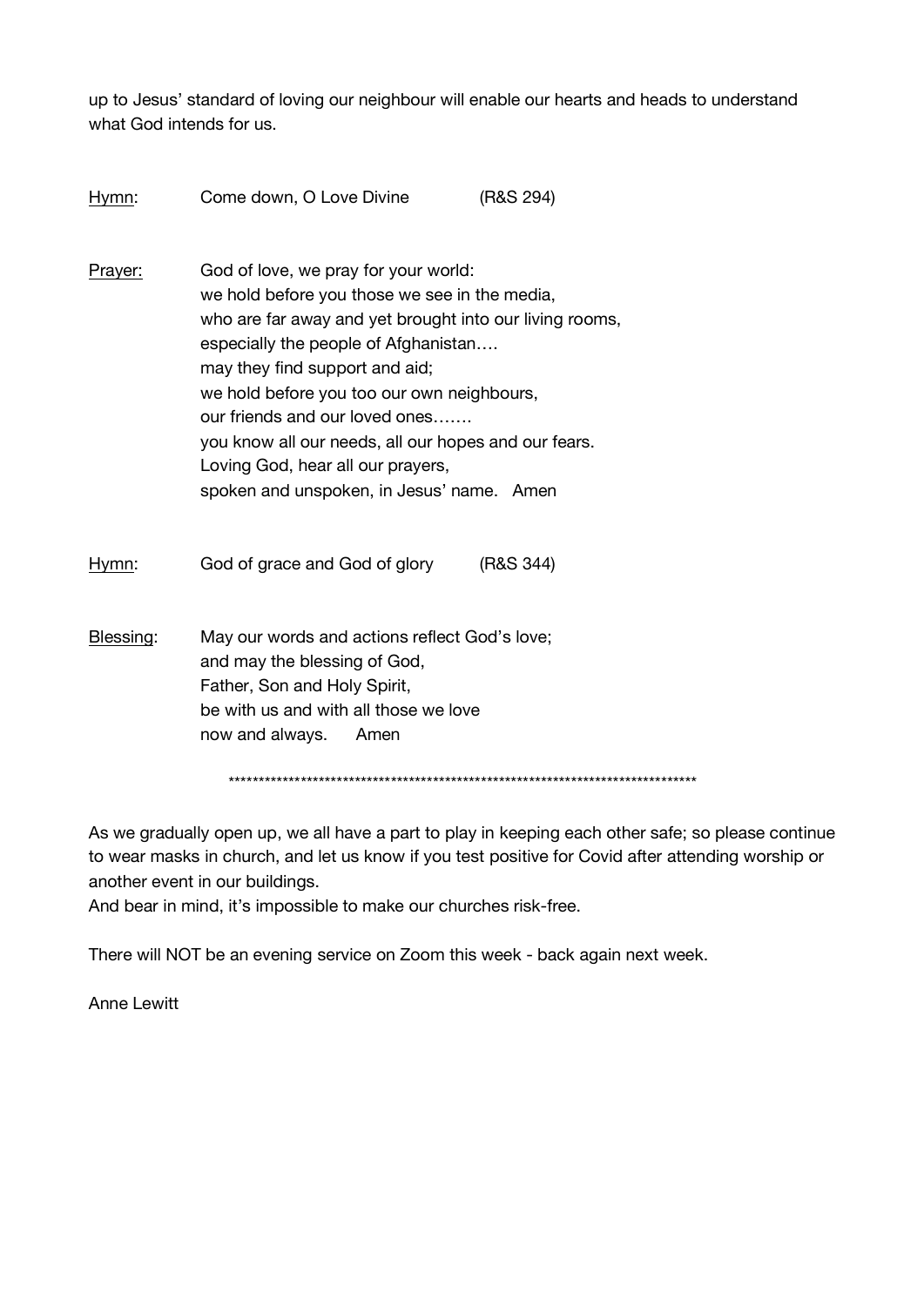up to Jesus' standard of loving our neighbour will enable our hearts and heads to understand what God intends for us.

<u>Hymn</u>: Come down, O Love Divine (R&S 294)

<u>Prayer:</u> God of love, we pray for your world:
we hold before you those we see in the media,
who are far away and yet brought into our living rooms,
especially the people of Afghanistan….
may they find support and aid;
we hold before you too our own neighbours,
our friends and our loved ones…….
you know all our needs, all our hopes and our fears.
Loving God, hear all our prayers,
spoken and unspoken, in Jesus' name. Amen

<u>Hymn</u>: God of grace and God of glory (R&S 344)

<u>Blessing</u>: May our words and actions reflect God's love;
and may the blessing of God,
Father, Son and Holy Spirit,
be with us and with all those we love
now and always. Amen

*********************************************************************************

As we gradually open up, we all have a part to play in keeping each other safe; so please continue to wear masks in church, and let us know if you test positive for Covid after attending worship or another event in our buildings.
And bear in mind, it's impossible to make our churches risk-free.

There will NOT be an evening service on Zoom this week - back again next week.

Anne Lewitt